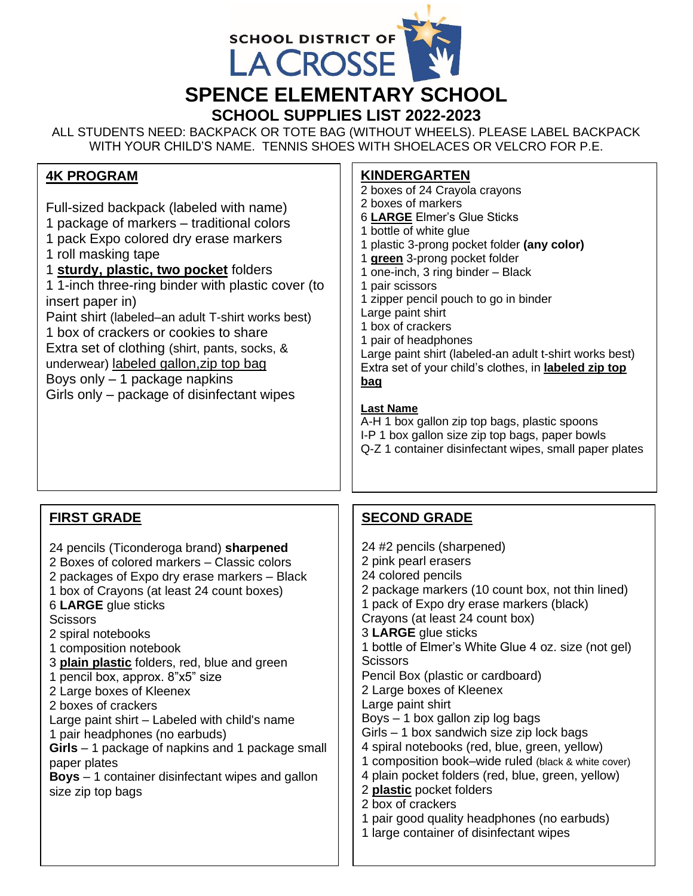SCHOOL DISTRICT OF LA CROSSE

# SPENCE ELEMENTARY SCHOOL

## SCHOOL SUPPLIES LIST 2022-2023

ALL STUDENTS NEED: BACKPACK OR TOTE BAG (WITHOUT WHEELS). PLEASE LABEL BACKPACK WITH YOUR CHILD'S NAME. TENNIS SHOES WITH SHOELACES OR VELCRO FOR P.E.

### 4K PROGRAM

Full-sized backpack (labeled with name)
1 package of markers – traditional colors
1 pack Expo colored dry erase markers
1 roll masking tape
1 **sturdy, plastic, two pocket** folders
1 1-inch three-ring binder with plastic cover (to insert paper in)
Paint shirt (labeled–an adult T-shirt works best)
1 box of crackers or cookies to share
Extra set of clothing (shirt, pants, socks, & underwear) labeled gallon,zip top bag
Boys only – 1 package napkins
Girls only – package of disinfectant wipes

### KINDERGARTEN

2 boxes of 24 Crayola crayons
2 boxes of markers
6 **LARGE** Elmer's Glue Sticks
1 bottle of white glue
1 plastic 3-prong pocket folder **(any color)**
1 **green** 3-prong pocket folder
1 one-inch, 3 ring binder – Black
1 pair scissors
1 zipper pencil pouch to go in binder
Large paint shirt
1 box of crackers
1 pair of headphones
Large paint shirt (labeled-an adult t-shirt works best)
Extra set of your child's clothes, in **labeled zip top bag**

**Last Name**
A-H 1 box gallon zip top bags, plastic spoons
I-P 1 box gallon size zip top bags, paper bowls
Q-Z 1 container disinfectant wipes, small paper plates

### FIRST GRADE

24 pencils (Ticonderoga brand) **sharpened**
2 Boxes of colored markers – Classic colors
2 packages of Expo dry erase markers – Black
1 box of Crayons (at least 24 count boxes)
6 **LARGE** glue sticks
Scissors
2 spiral notebooks
1 composition notebook
3 **plain plastic** folders, red, blue and green
1 pencil box, approx. 8"x5" size
2 Large boxes of Kleenex
2 boxes of crackers
Large paint shirt – Labeled with child's name
1 pair headphones (no earbuds)
**Girls** – 1 package of napkins and 1 package small paper plates
**Boys** – 1 container disinfectant wipes and gallon size zip top bags

### SECOND GRADE

24 #2 pencils (sharpened)
2 pink pearl erasers
24 colored pencils
2 package markers (10 count box, not thin lined)
1 pack of Expo dry erase markers (black)
Crayons (at least 24 count box)
3 **LARGE** glue sticks
1 bottle of Elmer's White Glue 4 oz. size (not gel)
Scissors
Pencil Box (plastic or cardboard)
2 Large boxes of Kleenex
Large paint shirt
Boys – 1 box gallon zip log bags
Girls – 1 box sandwich size zip lock bags
4 spiral notebooks (red, blue, green, yellow)
1 composition book–wide ruled (black & white cover)
4 plain pocket folders (red, blue, green, yellow)
2 **plastic** pocket folders
2 box of crackers
1 pair good quality headphones (no earbuds)
1 large container of disinfectant wipes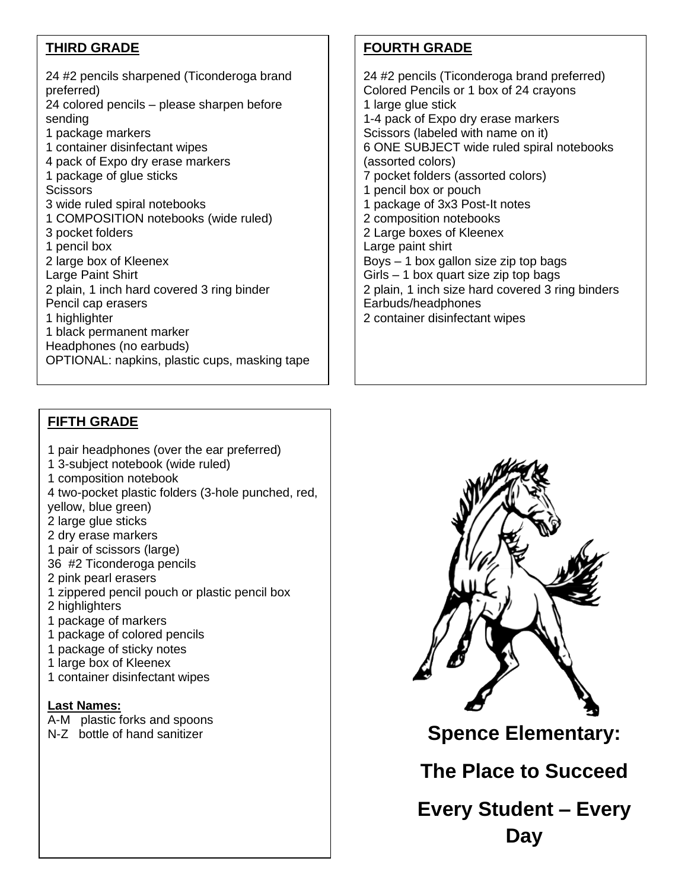## THIRD GRADE

24 #2 pencils sharpened (Ticonderoga brand preferred)
24 colored pencils – please sharpen before sending
1 package markers
1 container disinfectant wipes
4 pack of Expo dry erase markers
1 package of glue sticks
Scissors
3 wide ruled spiral notebooks
1 COMPOSITION notebooks (wide ruled)
3 pocket folders
1 pencil box
2 large box of Kleenex
Large Paint Shirt
2 plain, 1 inch hard covered 3 ring binder
Pencil cap erasers
1 highlighter
1 black permanent marker
Headphones (no earbuds)
OPTIONAL: napkins, plastic cups, masking tape

## FOURTH GRADE

24 #2 pencils (Ticonderoga brand preferred)
Colored Pencils or 1 box of 24 crayons
1 large glue stick
1-4 pack of Expo dry erase markers
Scissors (labeled with name on it)
6 ONE SUBJECT wide ruled spiral notebooks (assorted colors)
7 pocket folders (assorted colors)
1 pencil box or pouch
1 package of 3x3 Post-It notes
2 composition notebooks
2 Large boxes of Kleenex
Large paint shirt
Boys – 1 box gallon size zip top bags
Girls – 1 box quart size zip top bags
2 plain, 1 inch size hard covered 3 ring binders
Earbuds/headphones
2 container disinfectant wipes

## FIFTH GRADE

1 pair headphones (over the ear preferred)
1 3-subject notebook (wide ruled)
1 composition notebook
4 two-pocket plastic folders (3-hole punched, red, yellow, blue green)
2 large glue sticks
2 dry erase markers
1 pair of scissors (large)
36 #2 Ticonderoga pencils
2 pink pearl erasers
1 zippered pencil pouch or plastic pencil box
2 highlighters
1 package of markers
1 package of colored pencils
1 package of sticky notes
1 large box of Kleenex
1 container disinfectant wipes

**Last Names:**
A-M plastic forks and spoons
N-Z bottle of hand sanitizer

**Spence Elementary:**

**The Place to Succeed**

**Every Student – Every Day**